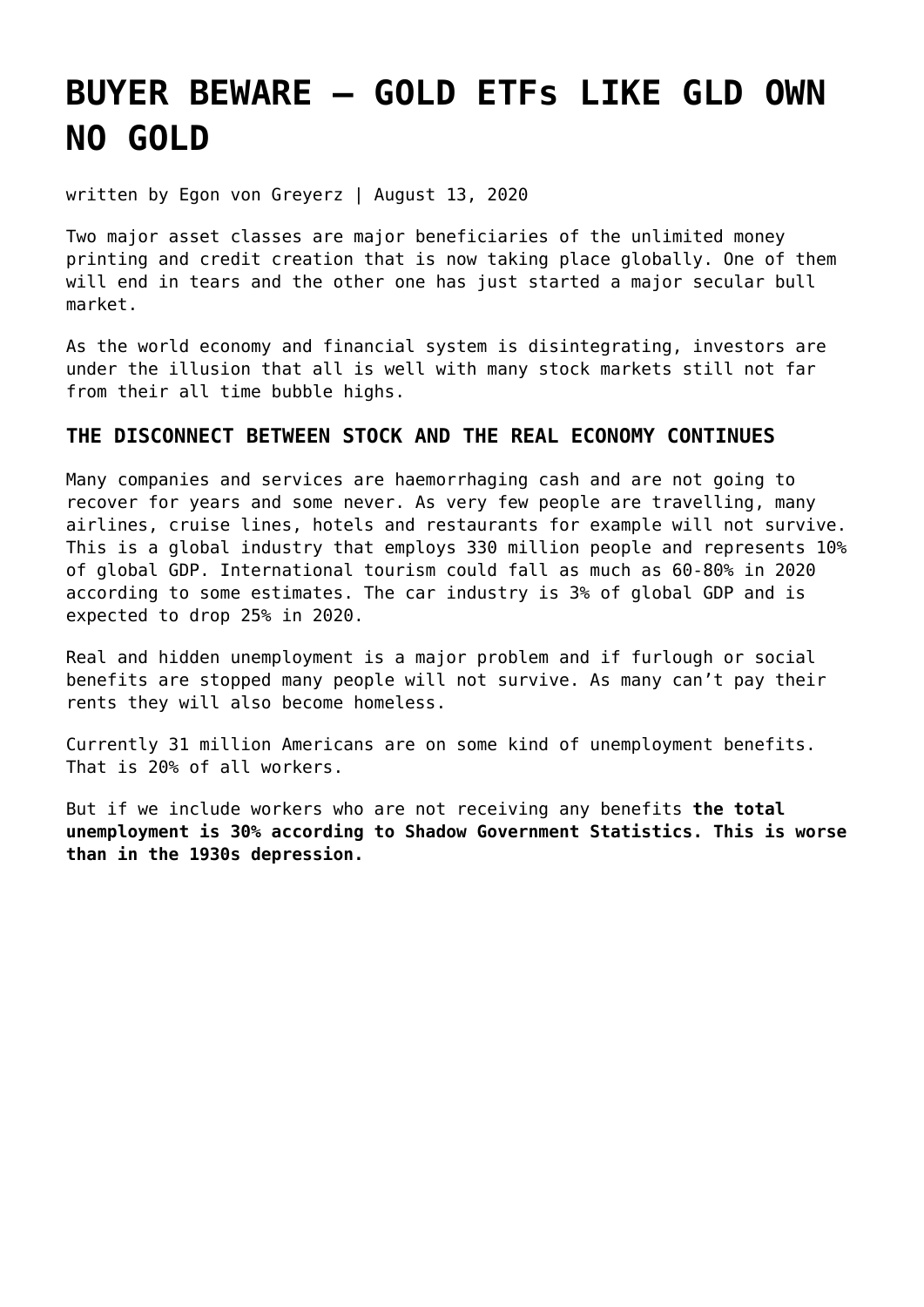# BUYER BEWARE – GOLD ETFs LIKE GLD OWN NO GOLD

written by Egon von Greyerz | August 13, 2020

Two major asset classes are major beneficiaries of the unlimited money printing and credit creation that is now taking place globally. One of them will end in tears and the other one has just started a major secular bull market.

As the world economy and financial system is disintegrating, investors are under the illusion that all is well with many stock markets still not far from their all time bubble highs.

### THE DISCONNECT BETWEEN STOCK AND THE REAL ECONOMY CONTINUES

Many companies and services are haemorrhaging cash and are not going to recover for years and some never. As very few people are travelling, many airlines, cruise lines, hotels and restaurants for example will not survive. This is a global industry that employs 330 million people and represents 10% of global GDP. International tourism could fall as much as 60-80% in 2020 according to some estimates. The car industry is 3% of global GDP and is expected to drop 25% in 2020.

Real and hidden unemployment is a major problem and if furlough or social benefits are stopped many people will not survive. As many can't pay their rents they will also become homeless.

Currently 31 million Americans are on some kind of unemployment benefits. That is 20% of all workers.

But if we include workers who are not receiving any benefits **the total unemployment is 30% according to Shadow Government Statistics. This is worse than in the 1930s depression.**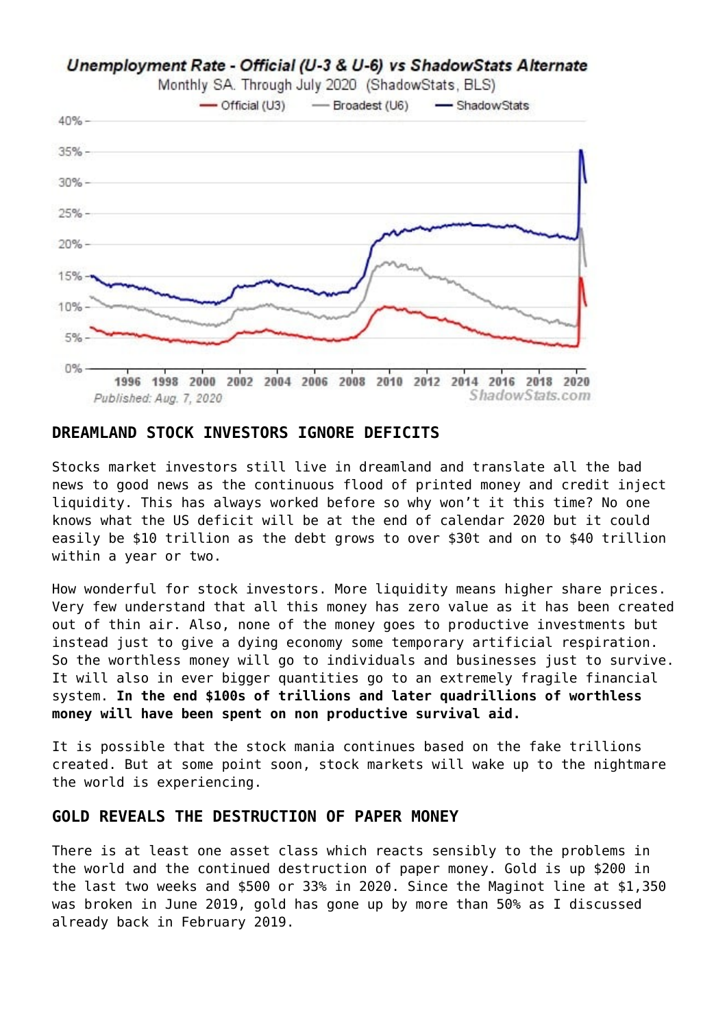## DREAMLAND STOCK INVESTORS IGNORE DEFICITS

Stocks market investors still live in dreamland and translate all the bad news to good news as the continuous flood of printed money and credit inject liquidity. This has always worked before so why won't it this time? No one knows what the US deficit will be at the end of calendar 2020 but it could easily be $10 trillion as the debt grows to over $30t and on to $40 trillion within a year or two.

How wonderful for stock investors. More liquidity means higher share prices. Very few understand that all this money has zero value as it has been created out of thin air. Also, none of the money goes to productive investments but instead just to give a dying economy some temporary artificial respiration. So the worthless money will go to individuals and businesses just to survive. It will also in ever bigger quantities go to an extremely fragile financial system. **In the end $100s of trillions and later quadrillions of worthless money will have been spent on non productive survival aid.**

It is possible that the stock mania continues based on the fake trillions created. But at some point soon, stock markets will wake up to the nightmare the world is experiencing.

## GOLD REVEALS THE DESTRUCTION OF PAPER MONEY

There is at least one asset class which reacts sensibly to the problems in the world and the continued destruction of paper money. Gold is up $200 in the last two weeks and $500 or 33% in 2020. Since the Maginot line at $1,350 was broken in June 2019, gold has gone up by more than 50% as I discussed already back in February 2019.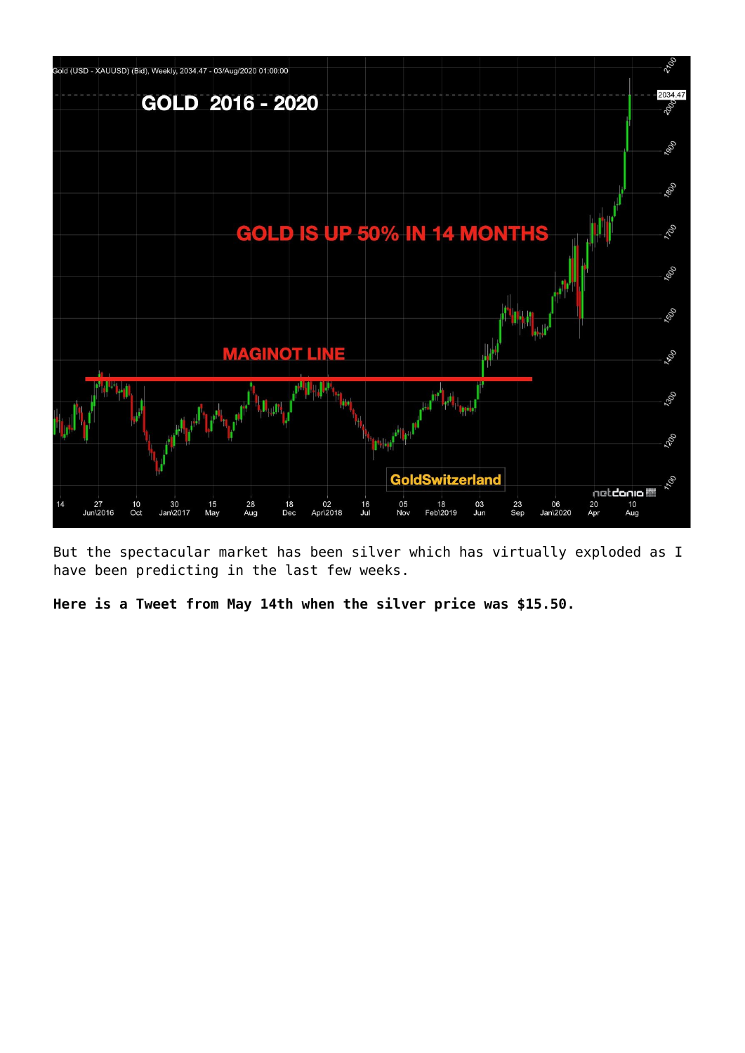But the spectacular market has been silver which has virtually exploded as I have been predicting in the last few weeks.

**Here is a Tweet from May 14th when the silver price was $15.50.**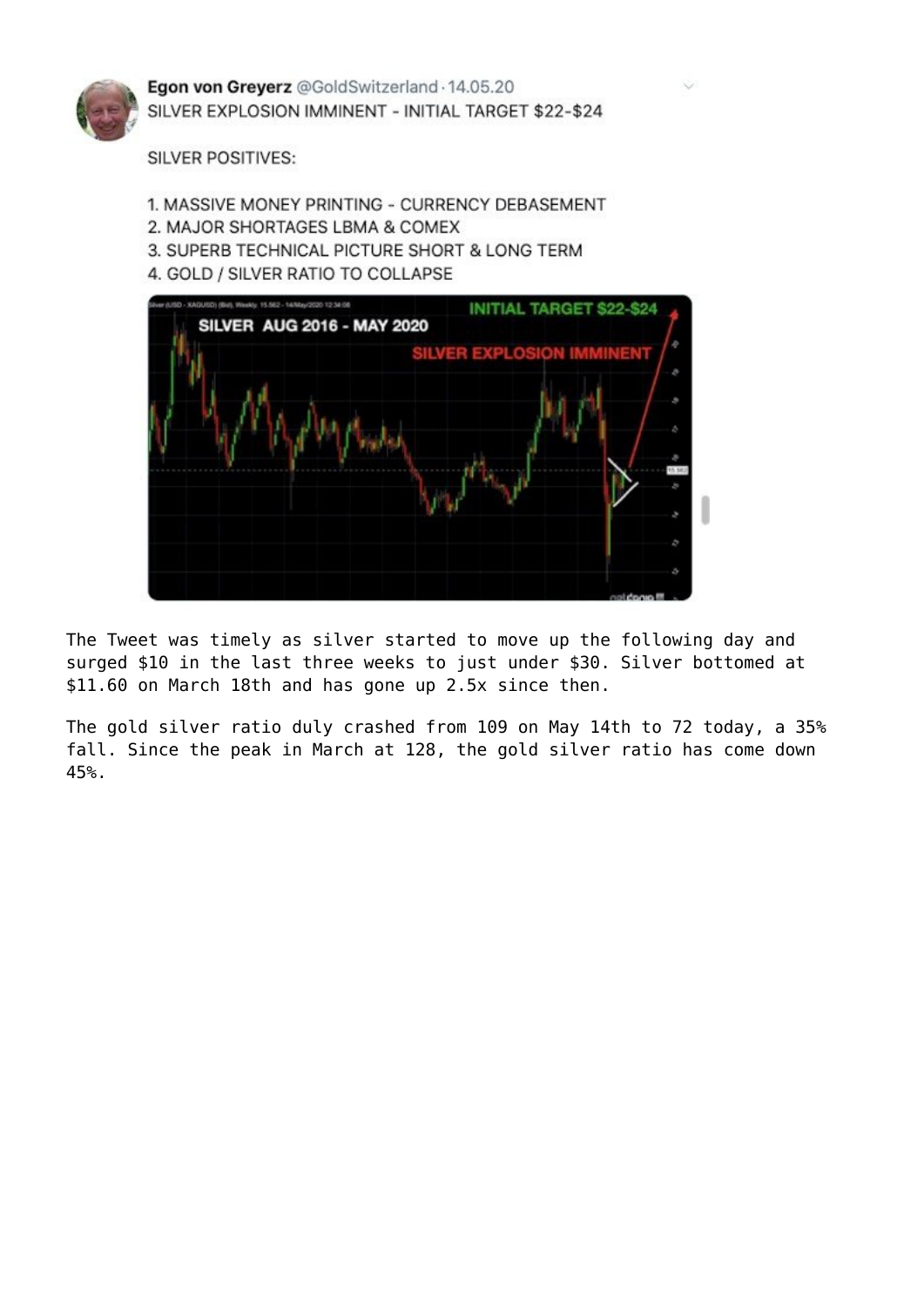**Egon von Greyerz** @GoldSwitzerland · 14.05.20

SILVER EXPLOSION IMMINENT - INITIAL TARGET $22-$24

SILVER POSITIVES:

1. MASSIVE MONEY PRINTING - CURRENCY DEBASEMENT
2. MAJOR SHORTAGES LBMA & COMEX
3. SUPERB TECHNICAL PICTURE SHORT & LONG TERM
4. GOLD / SILVER RATIO TO COLLAPSE

The Tweet was timely as silver started to move up the following day and surged $10 in the last three weeks to just under $30. Silver bottomed at $11.60 on March 18th and has gone up 2.5x since then.

The gold silver ratio duly crashed from 109 on May 14th to 72 today, a 35% fall. Since the peak in March at 128, the gold silver ratio has come down 45%.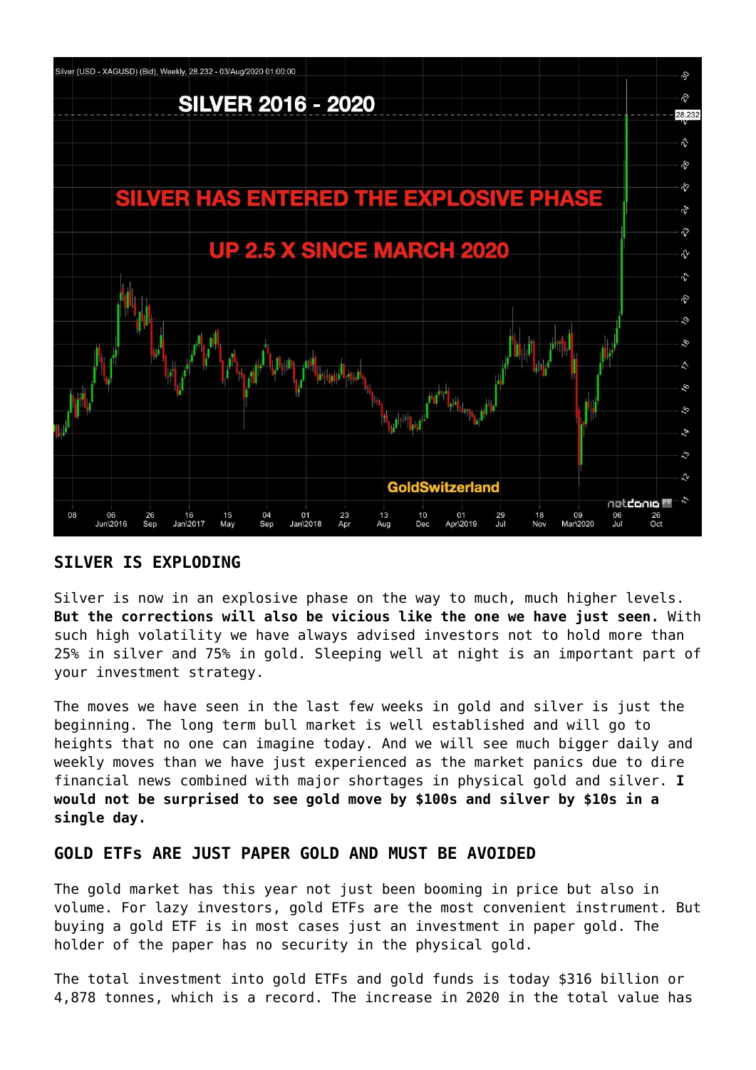## SILVER IS EXPLODING

Silver is now in an explosive phase on the way to much, much higher levels. **But the corrections will also be vicious like the one we have just seen.** With such high volatility we have always advised investors not to hold more than 25% in silver and 75% in gold. Sleeping well at night is an important part of your investment strategy.

The moves we have seen in the last few weeks in gold and silver is just the beginning. The long term bull market is well established and will go to heights that no one can imagine today. And we will see much bigger daily and weekly moves than we have just experienced as the market panics due to dire financial news combined with major shortages in physical gold and silver. **I would not be surprised to see gold move by $100s and silver by $10s in a single day.**

## GOLD ETFs ARE JUST PAPER GOLD AND MUST BE AVOIDED

The gold market has this year not just been booming in price but also in volume. For lazy investors, gold ETFs are the most convenient instrument. But buying a gold ETF is in most cases just an investment in paper gold. The holder of the paper has no security in the physical gold.

The total investment into gold ETFs and gold funds is today $316 billion or 4,878 tonnes, which is a record. The increase in 2020 in the total value has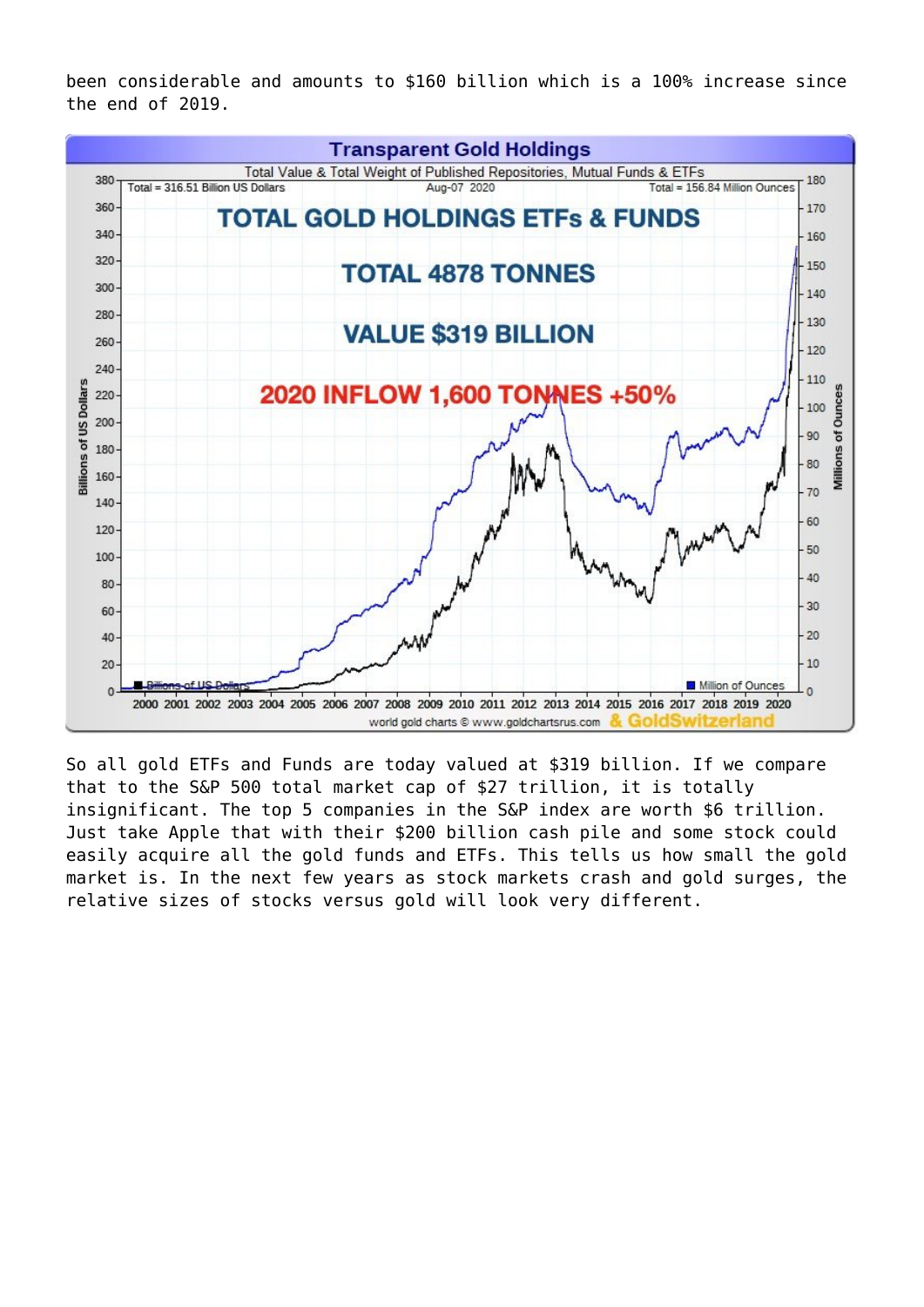been considerable and amounts to $160 billion which is a 100% increase since the end of 2019.

So all gold ETFs and Funds are today valued at $319 billion. If we compare that to the S&P 500 total market cap of $27 trillion, it is totally insignificant. The top 5 companies in the S&P index are worth $6 trillion. Just take Apple that with their $200 billion cash pile and some stock could easily acquire all the gold funds and ETFs. This tells us how small the gold market is. In the next few years as stock markets crash and gold surges, the relative sizes of stocks versus gold will look very different.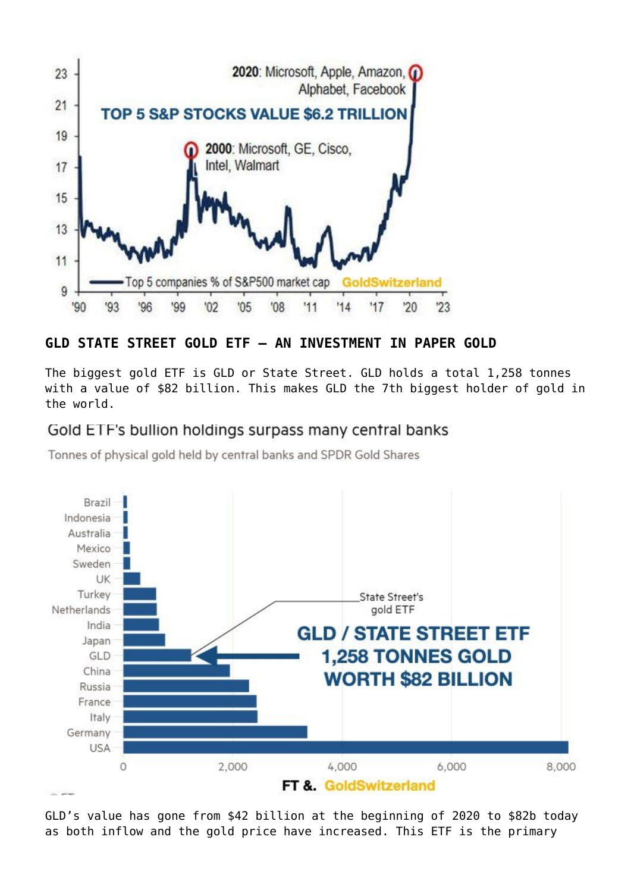## GLD STATE STREET GOLD ETF – AN INVESTMENT IN PAPER GOLD

The biggest gold ETF is GLD or State Street. GLD holds a total 1,258 tonnes with a value of $82 billion. This makes GLD the 7th biggest holder of gold in the world.

GLD's value has gone from $42 billion at the beginning of 2020 to $82b today as both inflow and the gold price have increased. This ETF is the primary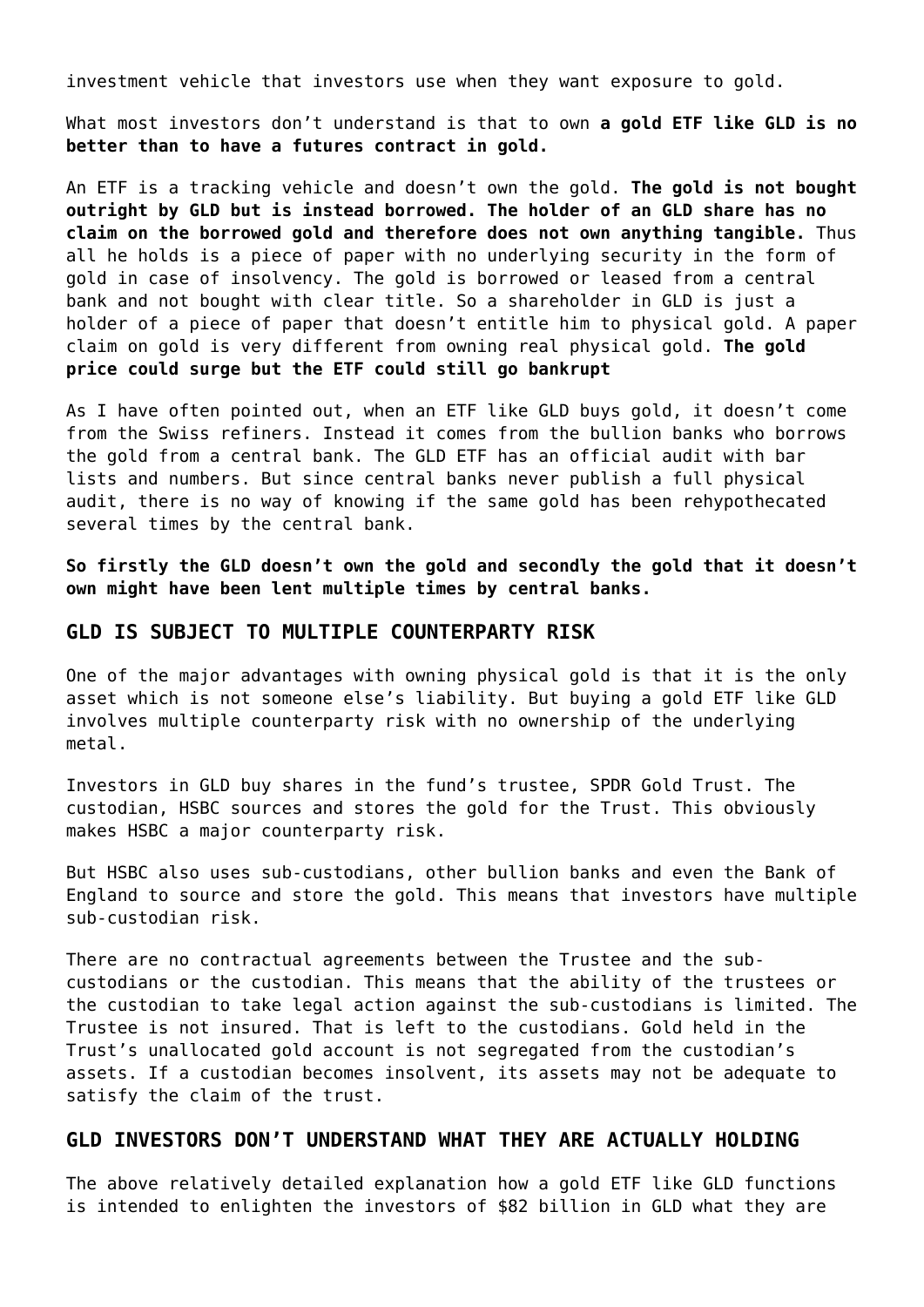investment vehicle that investors use when they want exposure to gold.

What most investors don't understand is that to own **a gold ETF like GLD is no better than to have a futures contract in gold.**

An ETF is a tracking vehicle and doesn't own the gold. **The gold is not bought outright by GLD but is instead borrowed. The holder of an GLD share has no claim on the borrowed gold and therefore does not own anything tangible.** Thus all he holds is a piece of paper with no underlying security in the form of gold in case of insolvency. The gold is borrowed or leased from a central bank and not bought with clear title. So a shareholder in GLD is just a holder of a piece of paper that doesn't entitle him to physical gold. A paper claim on gold is very different from owning real physical gold. **The gold price could surge but the ETF could still go bankrupt**

As I have often pointed out, when an ETF like GLD buys gold, it doesn't come from the Swiss refiners. Instead it comes from the bullion banks who borrows the gold from a central bank. The GLD ETF has an official audit with bar lists and numbers. But since central banks never publish a full physical audit, there is no way of knowing if the same gold has been rehypothecated several times by the central bank.

**So firstly the GLD doesn't own the gold and secondly the gold that it doesn't own might have been lent multiple times by central banks.**

### GLD IS SUBJECT TO MULTIPLE COUNTERPARTY RISK

One of the major advantages with owning physical gold is that it is the only asset which is not someone else's liability. But buying a gold ETF like GLD involves multiple counterparty risk with no ownership of the underlying metal.

Investors in GLD buy shares in the fund's trustee, SPDR Gold Trust. The custodian, HSBC sources and stores the gold for the Trust. This obviously makes HSBC a major counterparty risk.

But HSBC also uses sub-custodians, other bullion banks and even the Bank of England to source and store the gold. This means that investors have multiple sub-custodian risk.

There are no contractual agreements between the Trustee and the sub-custodians or the custodian. This means that the ability of the trustees or the custodian to take legal action against the sub-custodians is limited. The Trustee is not insured. That is left to the custodians. Gold held in the Trust's unallocated gold account is not segregated from the custodian's assets. If a custodian becomes insolvent, its assets may not be adequate to satisfy the claim of the trust.

### GLD INVESTORS DON'T UNDERSTAND WHAT THEY ARE ACTUALLY HOLDING

The above relatively detailed explanation how a gold ETF like GLD functions is intended to enlighten the investors of $82 billion in GLD what they are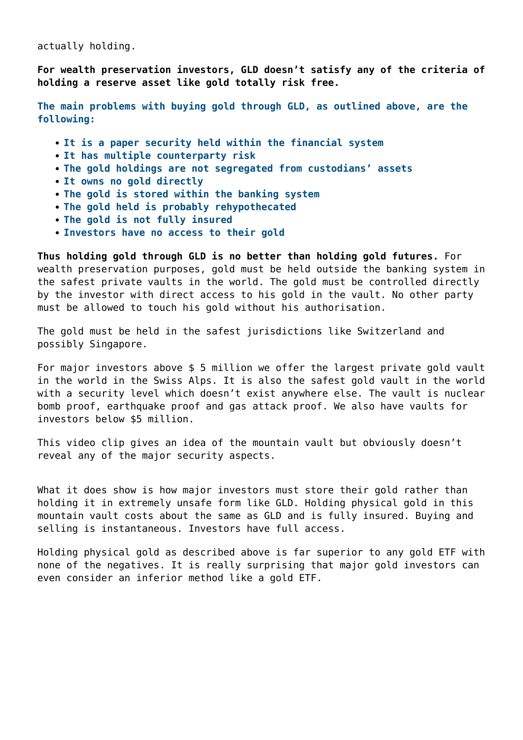actually holding.

**For wealth preservation investors, GLD doesn't satisfy any of the criteria of holding a reserve asset like gold totally risk free.**

**The main problems with buying gold through GLD, as outlined above, are the following:**

- **It is a paper security held within the financial system**
- **It has multiple counterparty risk**
- **The gold holdings are not segregated from custodians' assets**
- **It owns no gold directly**
- **The gold is stored within the banking system**
- **The gold held is probably rehypothecated**
- **The gold is not fully insured**
- **Investors have no access to their gold**

**Thus holding gold through GLD is no better than holding gold futures.** For wealth preservation purposes, gold must be held outside the banking system in the safest private vaults in the world. The gold must be controlled directly by the investor with direct access to his gold in the vault. No other party must be allowed to touch his gold without his authorisation.

The gold must be held in the safest jurisdictions like Switzerland and possibly Singapore.

For major investors above $ 5 million we offer the largest private gold vault in the world in the Swiss Alps. It is also the safest gold vault in the world with a security level which doesn't exist anywhere else. The vault is nuclear bomb proof, earthquake proof and gas attack proof. We also have vaults for investors below $5 million.

This video clip gives an idea of the mountain vault but obviously doesn't reveal any of the major security aspects.

What it does show is how major investors must store their gold rather than holding it in extremely unsafe form like GLD. Holding physical gold in this mountain vault costs about the same as GLD and is fully insured. Buying and selling is instantaneous. Investors have full access.

Holding physical gold as described above is far superior to any gold ETF with none of the negatives. It is really surprising that major gold investors can even consider an inferior method like a gold ETF.